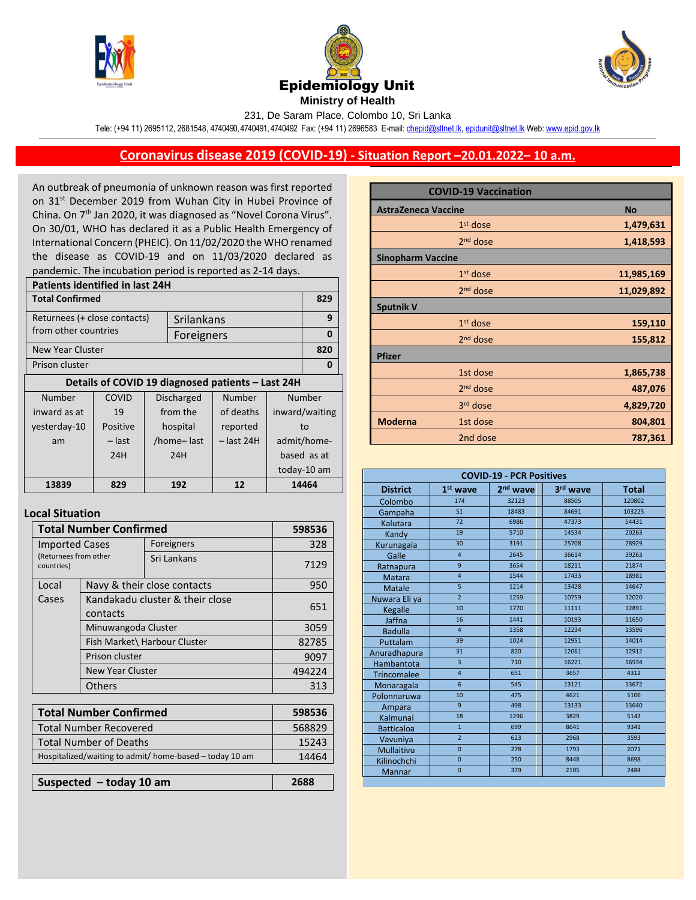# Epidemiology Unit

**Ministry of Health**

231, De Saram Place, Colombo 10, Sri Lanka

Tele: (+94 11) 2695112, 2681548, 4740490, 4740491, 4740492 Fax: (+94 11) 2696583 E-mail: chepid@sltnet.lk, epidunit@sltnet.lk Web: www.epid.gov.lk

## Coronavirus disease 2019 (COVID-19) - Situation Report –20.01.2022– 10 a.m.

An outbreak of pneumonia of unknown reason was first reported on 31st December 2019 from Wuhan City in Hubei Province of China. On 7th Jan 2020, it was diagnosed as "Novel Corona Virus". On 30/01, WHO has declared it as a Public Health Emergency of International Concern (PHEIC). On 11/02/2020 the WHO renamed the disease as COVID-19 and on 11/03/2020 declared as pandemic. The incubation period is reported as 2-14 days.

| Patients identified in last 24H | | |
|---|---|---|
| **Total Confirmed** | | **829** |
| Returnees (+ close contacts) from other countries | Srilankans | 9 |
| | Foreigners | 0 |
| New Year Cluster | | 820 |
| Prison cluster | | 0 |

**Details of COVID 19 diagnosed patients – Last 24H**

| Number inward as at yesterday-10 am | COVID 19 Positive – last 24H | Discharged from the hospital /home– last 24H | Number of deaths reported – last 24H | Number inward/waiting to admit/home-based as at today-10 am |
|---|---|---|---|---|
| **13839** | **829** | **192** | **12** | **14464** |

### Local Situation

| Total Number Confirmed | | 598536 |
|---|---|---|
| Imported Cases (Returnees from other countries) | Foreigners | 328 |
| | Sri Lankans | 7129 |
| Local Cases | Navy & their close contacts | 950 |
| | Kandakadu cluster & their close contacts | 651 |
| | Minuwangoda Cluster | 3059 |
| | Fish Market\ Harbour Cluster | 82785 |
| | Prison cluster | 9097 |
| | New Year Cluster | 494224 |
| | Others | 313 |

| Total Number Confirmed | 598536 |
|---|---|
| Total Number Recovered | 568829 |
| Total Number of Deaths | 15243 |
| Hospitalized/waiting to admit/ home-based – today 10 am | 14464 |

| Suspected – today 10 am | 2688 |
|---|---|

| COVID-19 Vaccination | | |
|---|---|---|
| **AstraZeneca Vaccine** | | **No** |
| | 1st dose | **1,479,631** |
| | 2nd dose | **1,418,593** |
| **Sinopharm Vaccine** | | |
| | 1st dose | **11,985,169** |
| | 2nd dose | **11,029,892** |
| **Sputnik V** | | |
| | 1st dose | **159,110** |
| | 2nd dose | **155,812** |
| **Pfizer** | | |
| | 1st dose | **1,865,738** |
| | 2nd dose | **487,076** |
| | 3rd dose | **4,829,720** |
| **Moderna** | 1st dose | **804,801** |
| | 2nd dose | **787,361** |

**COVID-19 - PCR Positives**

| District | 1st wave | 2nd wave | 3rd wave | Total |
|---|---|---|---|---|
| Colombo | 174 | 32123 | 88505 | 120802 |
| Gampaha | 51 | 18483 | 84691 | 103225 |
| Kalutara | 72 | 6986 | 47373 | 54431 |
| Kandy | 19 | 5710 | 14534 | 20263 |
| Kurunagala | 30 | 3191 | 25708 | 28929 |
| Galle | 4 | 2645 | 36614 | 39263 |
| Ratnapura | 9 | 3654 | 18211 | 21874 |
| Matara | 4 | 1544 | 17433 | 18981 |
| Matale | 5 | 1214 | 13428 | 14647 |
| Nuwara Eli ya | 2 | 1259 | 10759 | 12020 |
| Kegalle | 10 | 1770 | 11111 | 12891 |
| Jaffna | 16 | 1441 | 10193 | 11650 |
| Badulla | 4 | 1358 | 12234 | 13596 |
| Puttalam | 39 | 1024 | 12951 | 14014 |
| Anuradhapura | 31 | 820 | 12061 | 12912 |
| Hambantota | 3 | 710 | 16221 | 16934 |
| Trincomalee | 4 | 651 | 3657 | 4312 |
| Monaragala | 6 | 545 | 13121 | 13672 |
| Polonnaruwa | 10 | 475 | 4621 | 5106 |
| Ampara | 9 | 498 | 13133 | 13640 |
| Kalmunai | 18 | 1296 | 3829 | 5143 |
| Batticaloa | 1 | 699 | 8641 | 9341 |
| Vavuniya | 2 | 623 | 2968 | 3593 |
| Mullaitivu | 0 | 278 | 1793 | 2071 |
| Kilinochchi | 0 | 250 | 8448 | 8698 |
| Mannar | 0 | 379 | 2105 | 2484 |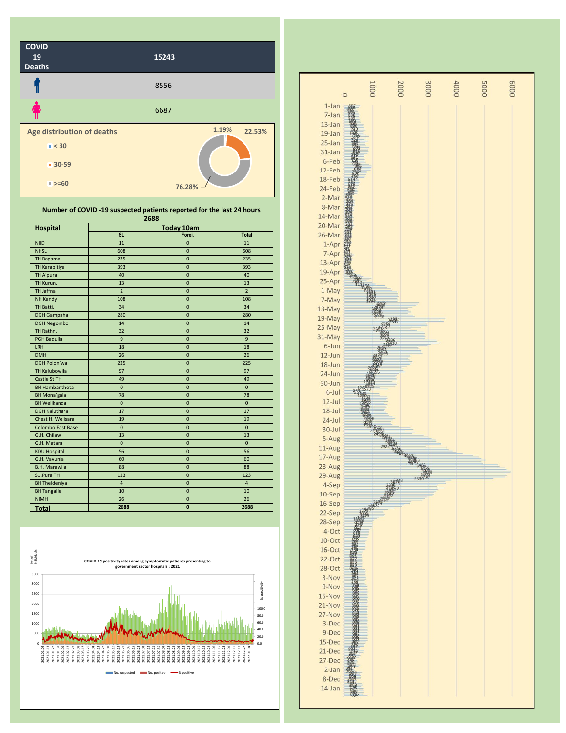| COVID 19 Deaths | 15243 |
|---|---|
| Male | 8556 |
| Female | 6687 |

## Age distribution of deaths

< 30

30-59

>=60

1.19%

22.53%

76.28%

| Number of COVID -19 suspected patients reported for the last 24 hours 2688 | | | |
|---|---|---|---|
| Hospital | Today 10am | | |
| | SL | Forei. | Total |
| NIID | 11 | 0 | 11 |
| NHSL | 608 | 0 | 608 |
| TH Ragama | 235 | 0 | 235 |
| TH Karapitiya | 393 | 0 | 393 |
| TH A'pura | 40 | 0 | 40 |
| TH Kurun. | 13 | 0 | 13 |
| TH Jaffna | 2 | 0 | 2 |
| NH Kandy | 108 | 0 | 108 |
| TH Batti. | 34 | 0 | 34 |
| DGH Gampaha | 280 | 0 | 280 |
| DGH Negombo | 14 | 0 | 14 |
| TH Rathn. | 32 | 0 | 32 |
| PGH Badulla | 9 | 0 | 9 |
| LRH | 18 | 0 | 18 |
| DMH | 26 | 0 | 26 |
| DGH Polon'wa | 225 | 0 | 225 |
| TH Kalubowila | 97 | 0 | 97 |
| Castle St TH | 49 | 0 | 49 |
| BH Hambanthota | 0 | 0 | 0 |
| BH Mona'gala | 78 | 0 | 78 |
| BH Welikanda | 0 | 0 | 0 |
| DGH Kaluthara | 17 | 0 | 17 |
| Chest H. Welisara | 19 | 0 | 19 |
| Colombo East Base | 0 | 0 | 0 |
| G.H. Chilaw | 13 | 0 | 13 |
| G.H. Matara | 0 | 0 | 0 |
| KDU Hospital | 56 | 0 | 56 |
| G.H. Vavunia | 60 | 0 | 60 |
| B.H. Marawila | 88 | 0 | 88 |
| S.J.Pura TH | 123 | 0 | 123 |
| BH Theldeniya | 4 | 0 | 4 |
| BH Tangalle | 10 | 0 | 10 |
| NIMH | 26 | 0 | 26 |
| **Total** | **2688** | **0** | **2688** |

COVID 19 positivity rates among symptomatic patients presenting to government sector hospitals : 2021

No. of individuals

% positivity

No. suspected
No. positive
% positive

0
1000
2000
3000
4000
5000
6000

1-Jan
7-Jan
13-Jan
19-Jan
25-Jan
31-Jan
6-Feb
12-Feb
18-Feb
24-Feb
2-Mar
8-Mar
14-Mar
20-Mar
26-Mar
1-Apr
7-Apr
13-Apr
19-Apr
25-Apr
1-May
7-May
13-May
19-May
25-May
31-May
6-Jun
12-Jun
18-Jun
24-Jun
30-Jun
6-Jul
12-Jul
18-Jul
24-Jul
30-Jul
5-Aug
11-Aug
17-Aug
23-Aug
29-Aug
4-Sep
10-Sep
16-Sep
22-Sep
28-Sep
4-Oct
10-Oct
16-Oct
22-Oct
28-Oct
3-Nov
9-Nov
15-Nov
21-Nov
27-Nov
3-Dec
9-Dec
15-Dec
21-Dec
27-Dec
2-Jan
8-Dec
14-Jan